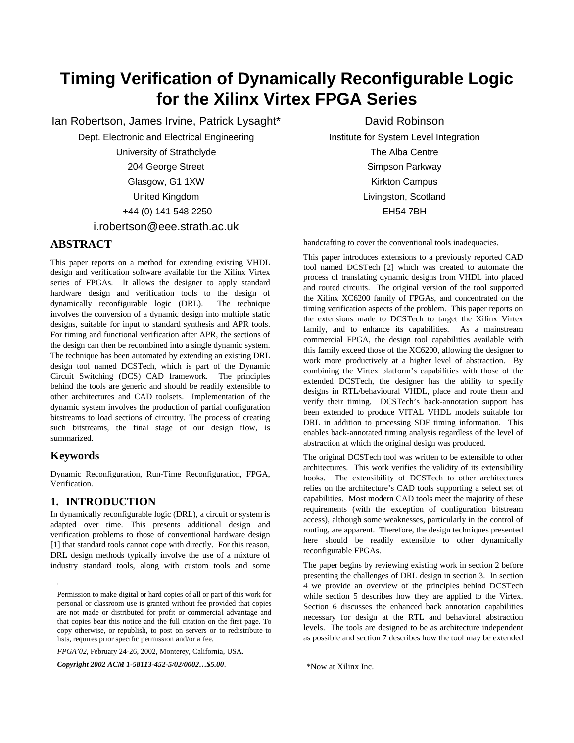# Timing Verification of Dynamically Reconfigurable Logic for the Xilinx Virtex FPGA Series

Ian Robertson, James Irvine, Patrick Lysaght*
Dept. Electronic and Electrical Engineering
University of Strathclyde
204 George Street
Glasgow, G1 1XW
United Kingdom
+44 (0) 141 548 2250
i.robertson@eee.strath.ac.uk

David Robinson
Institute for System Level Integration
The Alba Centre
Simpson Parkway
Kirkton Campus
Livingston, Scotland
EH54 7BH

## ABSTRACT

This paper reports on a method for extending existing VHDL design and verification software available for the Xilinx Virtex series of FPGAs. It allows the designer to apply standard hardware design and verification tools to the design of dynamically reconfigurable logic (DRL). The technique involves the conversion of a dynamic design into multiple static designs, suitable for input to standard synthesis and APR tools. For timing and functional verification after APR, the sections of the design can then be recombined into a single dynamic system. The technique has been automated by extending an existing DRL design tool named DCSTech, which is part of the Dynamic Circuit Switching (DCS) CAD framework. The principles behind the tools are generic and should be readily extensible to other architectures and CAD toolsets. Implementation of the dynamic system involves the production of partial configuration bitstreams to load sections of circuitry. The process of creating such bitstreams, the final stage of our design flow, is summarized.

## Keywords

Dynamic Reconfiguration, Run-Time Reconfiguration, FPGA, Verification.

## 1. INTRODUCTION

In dynamically reconfigurable logic (DRL), a circuit or system is adapted over time. This presents additional design and verification problems to those of conventional hardware design [1] that standard tools cannot cope with directly. For this reason, DRL design methods typically involve the use of a mixture of industry standard tools, along with custom tools and some handcrafting to cover the conventional tools inadequacies.

This paper introduces extensions to a previously reported CAD tool named DCSTech [2] which was created to automate the process of translating dynamic designs from VHDL into placed and routed circuits. The original version of the tool supported the Xilinx XC6200 family of FPGAs, and concentrated on the timing verification aspects of the problem. This paper reports on the extensions made to DCSTech to target the Xilinx Virtex family, and to enhance its capabilities. As a mainstream commercial FPGA, the design tool capabilities available with this family exceed those of the XC6200, allowing the designer to work more productively at a higher level of abstraction. By combining the Virtex platform's capabilities with those of the extended DCSTech, the designer has the ability to specify designs in RTL/behavioural VHDL, place and route them and verify their timing. DCSTech's back-annotation support has been extended to produce VITAL VHDL models suitable for DRL in addition to processing SDF timing information. This enables back-annotated timing analysis regardless of the level of abstraction at which the original design was produced.

The original DCSTech tool was written to be extensible to other architectures. This work verifies the validity of its extensibility hooks. The extensibility of DCSTech to other architectures relies on the architecture's CAD tools supporting a select set of capabilities. Most modern CAD tools meet the majority of these requirements (with the exception of configuration bitstream access), although some weaknesses, particularly in the control of routing, are apparent. Therefore, the design techniques presented here should be readily extensible to other dynamically reconfigurable FPGAs.

The paper begins by reviewing existing work in section 2 before presenting the challenges of DRL design in section 3. In section 4 we provide an overview of the principles behind DCSTech while section 5 describes how they are applied to the Virtex. Section 6 discusses the enhanced back annotation capabilities necessary for design at the RTL and behavioral abstraction levels. The tools are designed to be as architecture independent as possible and section 7 describes how the tool may be extended

Permission to make digital or hard copies of all or part of this work for personal or classroom use is granted without fee provided that copies are not made or distributed for profit or commercial advantage and that copies bear this notice and the full citation on the first page. To copy otherwise, or republish, to post on servers or to redistribute to lists, requires prior specific permission and/or a fee.

*FPGA'02*, February 24-26, 2002, Monterey, California, USA.

***Copyright 2002 ACM 1-58113-452-5/02/0002…$5.00***.

*Now at Xilinx Inc.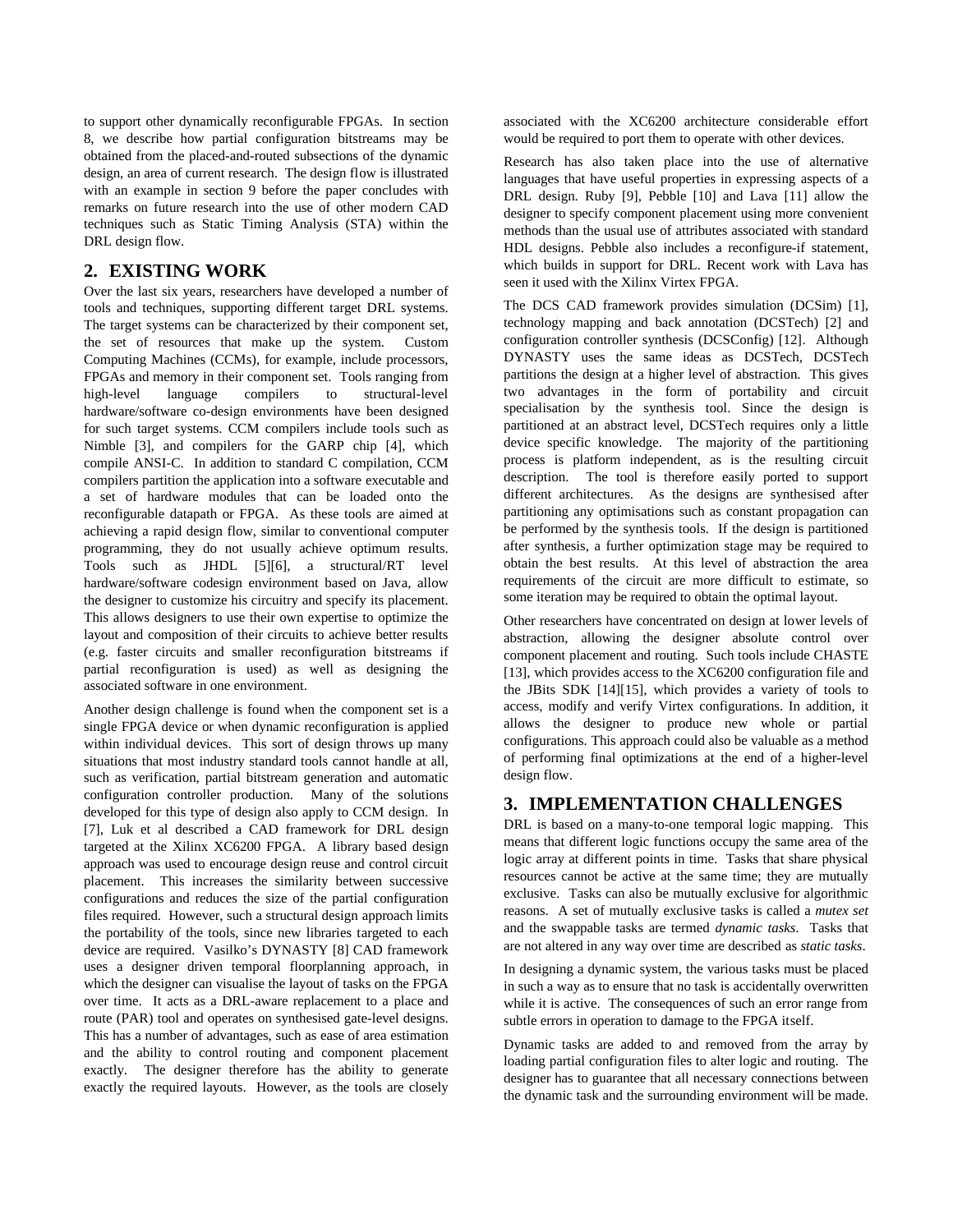to support other dynamically reconfigurable FPGAs. In section 8, we describe how partial configuration bitstreams may be obtained from the placed-and-routed subsections of the dynamic design, an area of current research. The design flow is illustrated with an example in section 9 before the paper concludes with remarks on future research into the use of other modern CAD techniques such as Static Timing Analysis (STA) within the DRL design flow.

## 2. EXISTING WORK

Over the last six years, researchers have developed a number of tools and techniques, supporting different target DRL systems. The target systems can be characterized by their component set, the set of resources that make up the system. Custom Computing Machines (CCMs), for example, include processors, FPGAs and memory in their component set. Tools ranging from high-level language compilers to structural-level hardware/software co-design environments have been designed for such target systems. CCM compilers include tools such as Nimble [3], and compilers for the GARP chip [4], which compile ANSI-C. In addition to standard C compilation, CCM compilers partition the application into a software executable and a set of hardware modules that can be loaded onto the reconfigurable datapath or FPGA. As these tools are aimed at achieving a rapid design flow, similar to conventional computer programming, they do not usually achieve optimum results. Tools such as JHDL [5][6], a structural/RT level hardware/software codesign environment based on Java, allow the designer to customize his circuitry and specify its placement. This allows designers to use their own expertise to optimize the layout and composition of their circuits to achieve better results (e.g. faster circuits and smaller reconfiguration bitstreams if partial reconfiguration is used) as well as designing the associated software in one environment.

Another design challenge is found when the component set is a single FPGA device or when dynamic reconfiguration is applied within individual devices. This sort of design throws up many situations that most industry standard tools cannot handle at all, such as verification, partial bitstream generation and automatic configuration controller production. Many of the solutions developed for this type of design also apply to CCM design. In [7], Luk et al described a CAD framework for DRL design targeted at the Xilinx XC6200 FPGA. A library based design approach was used to encourage design reuse and control circuit placement. This increases the similarity between successive configurations and reduces the size of the partial configuration files required. However, such a structural design approach limits the portability of the tools, since new libraries targeted to each device are required. Vasilko's DYNASTY [8] CAD framework uses a designer driven temporal floorplanning approach, in which the designer can visualise the layout of tasks on the FPGA over time. It acts as a DRL-aware replacement to a place and route (PAR) tool and operates on synthesised gate-level designs. This has a number of advantages, such as ease of area estimation and the ability to control routing and component placement exactly. The designer therefore has the ability to generate exactly the required layouts. However, as the tools are closely associated with the XC6200 architecture considerable effort would be required to port them to operate with other devices.

Research has also taken place into the use of alternative languages that have useful properties in expressing aspects of a DRL design. Ruby [9], Pebble [10] and Lava [11] allow the designer to specify component placement using more convenient methods than the usual use of attributes associated with standard HDL designs. Pebble also includes a reconfigure-if statement, which builds in support for DRL. Recent work with Lava has seen it used with the Xilinx Virtex FPGA.

The DCS CAD framework provides simulation (DCSim) [1], technology mapping and back annotation (DCSTech) [2] and configuration controller synthesis (DCSConfig) [12]. Although DYNASTY uses the same ideas as DCSTech, DCSTech partitions the design at a higher level of abstraction. This gives two advantages in the form of portability and circuit specialisation by the synthesis tool. Since the design is partitioned at an abstract level, DCSTech requires only a little device specific knowledge. The majority of the partitioning process is platform independent, as is the resulting circuit description. The tool is therefore easily ported to support different architectures. As the designs are synthesised after partitioning any optimisations such as constant propagation can be performed by the synthesis tools. If the design is partitioned after synthesis, a further optimization stage may be required to obtain the best results. At this level of abstraction the area requirements of the circuit are more difficult to estimate, so some iteration may be required to obtain the optimal layout.

Other researchers have concentrated on design at lower levels of abstraction, allowing the designer absolute control over component placement and routing. Such tools include CHASTE [13], which provides access to the XC6200 configuration file and the JBits SDK [14][15], which provides a variety of tools to access, modify and verify Virtex configurations. In addition, it allows the designer to produce new whole or partial configurations. This approach could also be valuable as a method of performing final optimizations at the end of a higher-level design flow.

## 3. IMPLEMENTATION CHALLENGES

DRL is based on a many-to-one temporal logic mapping. This means that different logic functions occupy the same area of the logic array at different points in time. Tasks that share physical resources cannot be active at the same time; they are mutually exclusive. Tasks can also be mutually exclusive for algorithmic reasons. A set of mutually exclusive tasks is called a *mutex set* and the swappable tasks are termed *dynamic tasks*. Tasks that are not altered in any way over time are described as *static tasks*.

In designing a dynamic system, the various tasks must be placed in such a way as to ensure that no task is accidentally overwritten while it is active. The consequences of such an error range from subtle errors in operation to damage to the FPGA itself.

Dynamic tasks are added to and removed from the array by loading partial configuration files to alter logic and routing. The designer has to guarantee that all necessary connections between the dynamic task and the surrounding environment will be made.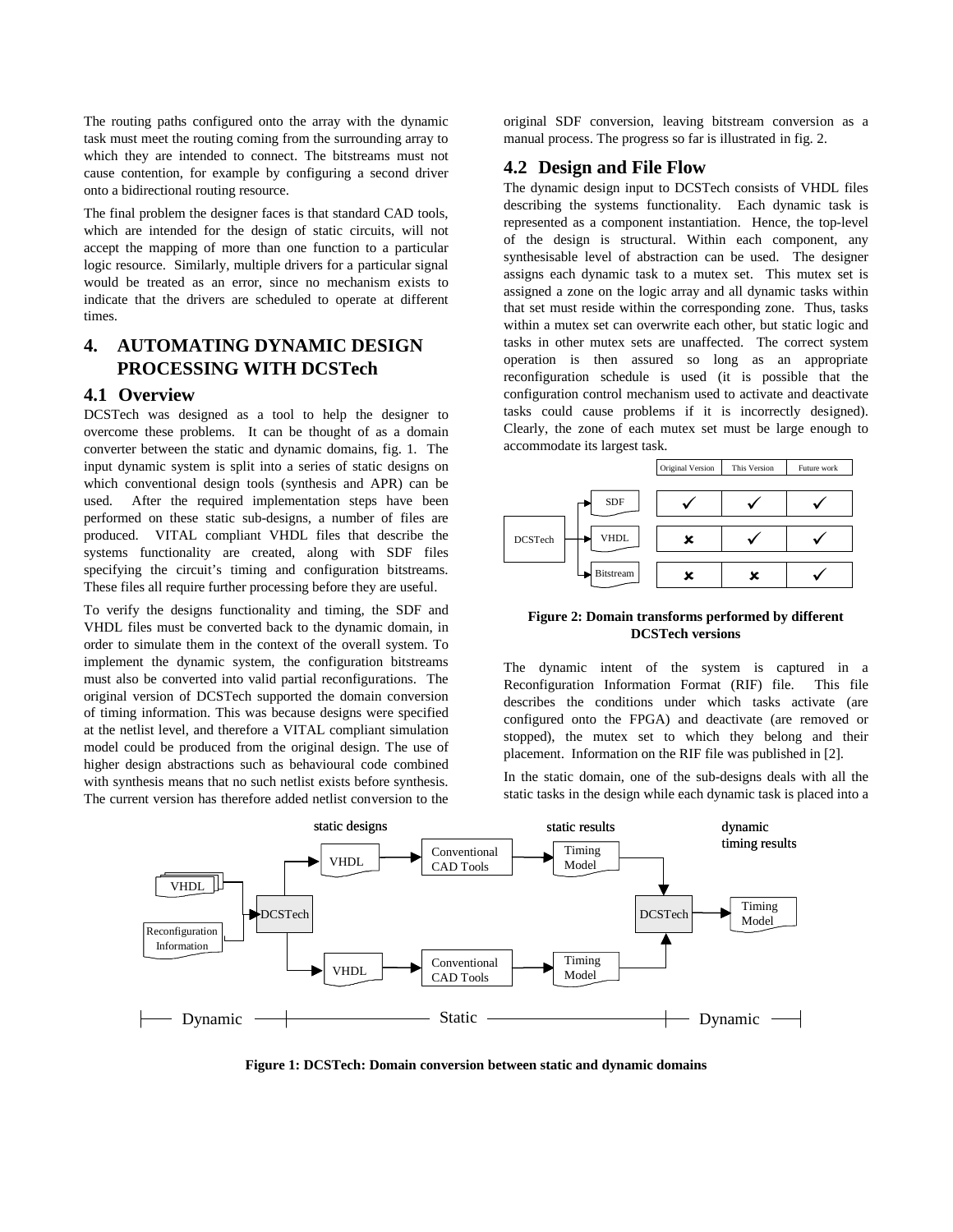The routing paths configured onto the array with the dynamic task must meet the routing coming from the surrounding array to which they are intended to connect. The bitstreams must not cause contention, for example by configuring a second driver onto a bidirectional routing resource.

The final problem the designer faces is that standard CAD tools, which are intended for the design of static circuits, will not accept the mapping of more than one function to a particular logic resource. Similarly, multiple drivers for a particular signal would be treated as an error, since no mechanism exists to indicate that the drivers are scheduled to operate at different times.

## 4. AUTOMATING DYNAMIC DESIGN PROCESSING WITH DCSTech

### 4.1 Overview

DCSTech was designed as a tool to help the designer to overcome these problems. It can be thought of as a domain converter between the static and dynamic domains, fig. 1. The input dynamic system is split into a series of static designs on which conventional design tools (synthesis and APR) can be used. After the required implementation steps have been performed on these static sub-designs, a number of files are produced. VITAL compliant VHDL files that describe the systems functionality are created, along with SDF files specifying the circuit's timing and configuration bitstreams. These files all require further processing before they are useful.

To verify the designs functionality and timing, the SDF and VHDL files must be converted back to the dynamic domain, in order to simulate them in the context of the overall system. To implement the dynamic system, the configuration bitstreams must also be converted into valid partial reconfigurations. The original version of DCSTech supported the domain conversion of timing information. This was because designs were specified at the netlist level, and therefore a VITAL compliant simulation model could be produced from the original design. The use of higher design abstractions such as behavioural code combined with synthesis means that no such netlist exists before synthesis. The current version has therefore added netlist conversion to the original SDF conversion, leaving bitstream conversion as a manual process. The progress so far is illustrated in fig. 2.

### 4.2 Design and File Flow

The dynamic design input to DCSTech consists of VHDL files describing the systems functionality. Each dynamic task is represented as a component instantiation. Hence, the top-level of the design is structural. Within each component, any synthesisable level of abstraction can be used. The designer assigns each dynamic task to a mutex set. This mutex set is assigned a zone on the logic array and all dynamic tasks within that set must reside within the corresponding zone. Thus, tasks within a mutex set can overwrite each other, but static logic and tasks in other mutex sets are unaffected. The correct system operation is then assured so long as an appropriate reconfiguration schedule is used (it is possible that the configuration control mechanism used to activate and deactivate tasks could cause problems if it is incorrectly designed). Clearly, the zone of each mutex set must be large enough to accommodate its largest task.

| DCSTech output | Original Version | This Version | Future work |
|---|---|---|---|
| SDF | ✓ | ✓ | ✓ |
| VHDL | ✗ | ✓ | ✓ |
| Bitstream | ✗ | ✗ | ✓ |

**Figure 2: Domain transforms performed by different DCSTech versions**

The dynamic intent of the system is captured in a Reconfiguration Information Format (RIF) file. This file describes the conditions under which tasks activate (are configured onto the FPGA) and deactivate (are removed or stopped), the mutex set to which they belong and their placement. Information on the RIF file was published in [2].

In the static domain, one of the sub-designs deals with all the static tasks in the design while each dynamic task is placed into a

**Figure 1: DCSTech: Domain conversion between static and dynamic domains**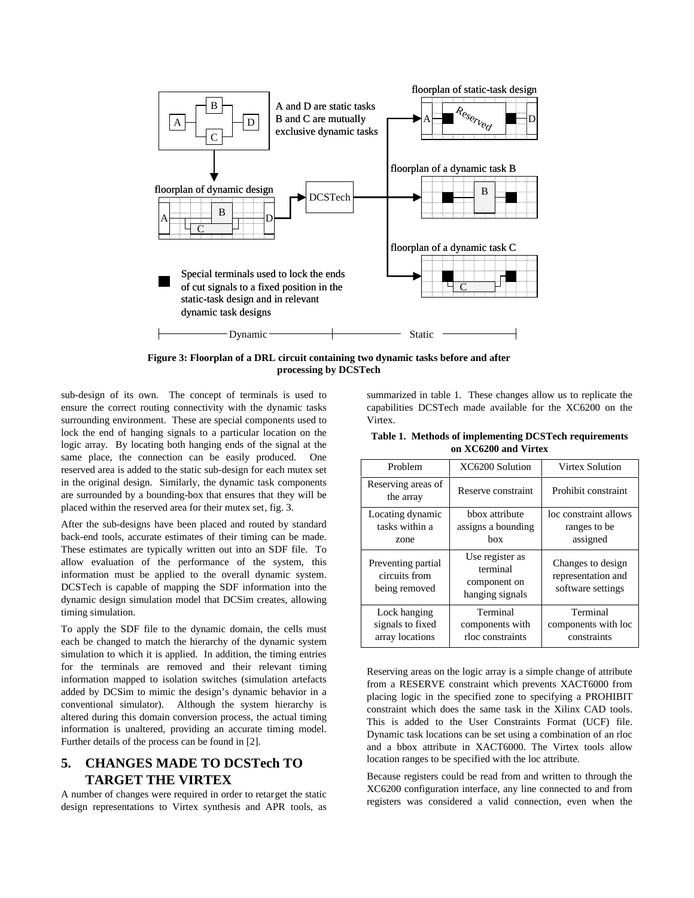Figure 3: Floorplan of a DRL circuit containing two dynamic tasks before and after processing by DCSTech

sub-design of its own. The concept of terminals is used to ensure the correct routing connectivity with the dynamic tasks surrounding environment. These are special components used to lock the end of hanging signals to a particular location on the logic array. By locating both hanging ends of the signal at the same place, the connection can be easily produced. One reserved area is added to the static sub-design for each mutex set in the original design. Similarly, the dynamic task components are surrounded by a bounding-box that ensures that they will be placed within the reserved area for their mutex set, fig. 3.

After the sub-designs have been placed and routed by standard back-end tools, accurate estimates of their timing can be made. These estimates are typically written out into an SDF file. To allow evaluation of the performance of the system, this information must be applied to the overall dynamic system. DCSTech is capable of mapping the SDF information into the dynamic design simulation model that DCSim creates, allowing timing simulation.

To apply the SDF file to the dynamic domain, the cells must each be changed to match the hierarchy of the dynamic system simulation to which it is applied. In addition, the timing entries for the terminals are removed and their relevant timing information mapped to isolation switches (simulation artefacts added by DCSim to mimic the design's dynamic behavior in a conventional simulator). Although the system hierarchy is altered during this domain conversion process, the actual timing information is unaltered, providing an accurate timing model. Further details of the process can be found in [2].

## 5. CHANGES MADE TO DCSTech TO TARGET THE VIRTEX

A number of changes were required in order to retarget the static design representations to Virtex synthesis and APR tools, as summarized in table 1. These changes allow us to replicate the capabilities DCSTech made available for the XC6200 on the Virtex.

**Table 1. Methods of implementing DCSTech requirements on XC6200 and Virtex**

| Problem | XC6200 Solution | Virtex Solution |
|---|---|---|
| Reserving areas of the array | Reserve constraint | Prohibit constraint |
| Locating dynamic tasks within a zone | bbox attribute assigns a bounding box | loc constraint allows ranges to be assigned |
| Preventing partial circuits from being removed | Use register as terminal component on hanging signals | Changes to design representation and software settings |
| Lock hanging signals to fixed array locations | Terminal components with rloc constraints | Terminal components with loc constraints |

Reserving areas on the logic array is a simple change of attribute from a RESERVE constraint which prevents XACT6000 from placing logic in the specified zone to specifying a PROHIBIT constraint which does the same task in the Xilinx CAD tools. This is added to the User Constraints Format (UCF) file. Dynamic task locations can be set using a combination of an rloc and a bbox attribute in XACT6000. The Virtex tools allow location ranges to be specified with the loc attribute.

Because registers could be read from and written to through the XC6200 configuration interface, any line connected to and from registers was considered a valid connection, even when the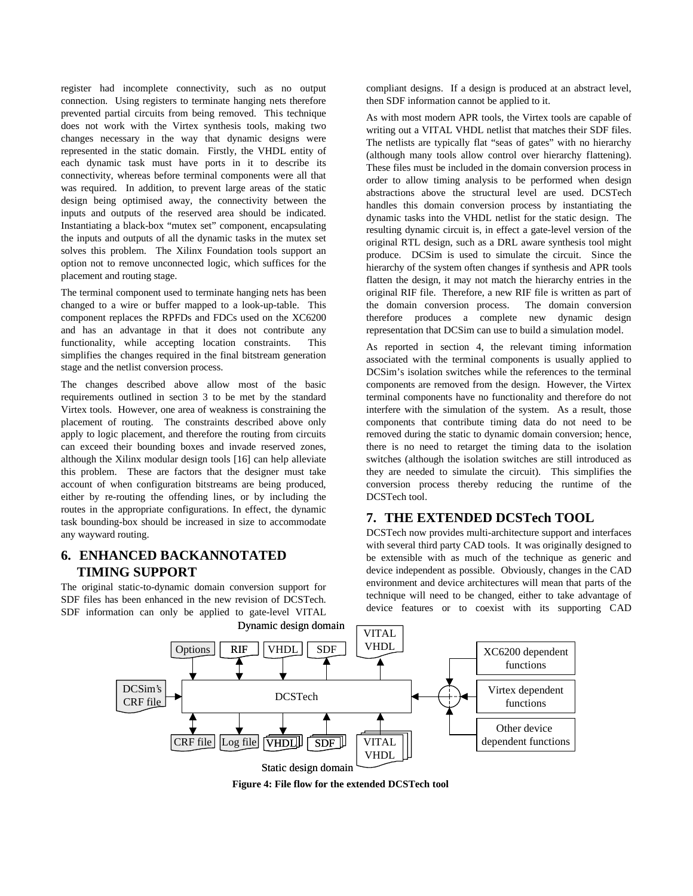register had incomplete connectivity, such as no output connection. Using registers to terminate hanging nets therefore prevented partial circuits from being removed. This technique does not work with the Virtex synthesis tools, making two changes necessary in the way that dynamic designs were represented in the static domain. Firstly, the VHDL entity of each dynamic task must have ports in it to describe its connectivity, whereas before terminal components were all that was required. In addition, to prevent large areas of the static design being optimised away, the connectivity between the inputs and outputs of the reserved area should be indicated. Instantiating a black-box "mutex set" component, encapsulating the inputs and outputs of all the dynamic tasks in the mutex set solves this problem. The Xilinx Foundation tools support an option not to remove unconnected logic, which suffices for the placement and routing stage.

The terminal component used to terminate hanging nets has been changed to a wire or buffer mapped to a look-up-table. This component replaces the RPFDs and FDCs used on the XC6200 and has an advantage in that it does not contribute any functionality, while accepting location constraints. This simplifies the changes required in the final bitstream generation stage and the netlist conversion process.

The changes described above allow most of the basic requirements outlined in section 3 to be met by the standard Virtex tools. However, one area of weakness is constraining the placement of routing. The constraints described above only apply to logic placement, and therefore the routing from circuits can exceed their bounding boxes and invade reserved zones, although the Xilinx modular design tools [16] can help alleviate this problem. These are factors that the designer must take account of when configuration bitstreams are being produced, either by re-routing the offending lines, or by including the routes in the appropriate configurations. In effect, the dynamic task bounding-box should be increased in size to accommodate any wayward routing.

## 6. ENHANCED BACKANNOTATED TIMING SUPPORT

The original static-to-dynamic domain conversion support for SDF files has been enhanced in the new revision of DCSTech. SDF information can only be applied to gate-level VITAL compliant designs. If a design is produced at an abstract level, then SDF information cannot be applied to it.

As with most modern APR tools, the Virtex tools are capable of writing out a VITAL VHDL netlist that matches their SDF files. The netlists are typically flat "seas of gates" with no hierarchy (although many tools allow control over hierarchy flattening). These files must be included in the domain conversion process in order to allow timing analysis to be performed when design abstractions above the structural level are used. DCSTech handles this domain conversion process by instantiating the dynamic tasks into the VHDL netlist for the static design. The resulting dynamic circuit is, in effect a gate-level version of the original RTL design, such as a DRL aware synthesis tool might produce. DCSim is used to simulate the circuit. Since the hierarchy of the system often changes if synthesis and APR tools flatten the design, it may not match the hierarchy entries in the original RIF file. Therefore, a new RIF file is written as part of the domain conversion process. The domain conversion therefore produces a complete new dynamic design representation that DCSim can use to build a simulation model.

As reported in section 4, the relevant timing information associated with the terminal components is usually applied to DCSim's isolation switches while the references to the terminal components are removed from the design. However, the Virtex terminal components have no functionality and therefore do not interfere with the simulation of the system. As a result, those components that contribute timing data do not need to be removed during the static to dynamic domain conversion; hence, there is no need to retarget the timing data to the isolation switches (although the isolation switches are still introduced as they are needed to simulate the circuit). This simplifies the conversion process thereby reducing the runtime of the DCSTech tool.

## 7. THE EXTENDED DCSTech TOOL

DCSTech now provides multi-architecture support and interfaces with several third party CAD tools. It was originally designed to be extensible with as much of the technique as generic and device independent as possible. Obviously, changes in the CAD environment and device architectures will mean that parts of the technique will need to be changed, either to take advantage of device features or to coexist with its supporting CAD

**Figure 4: File flow for the extended DCSTech tool**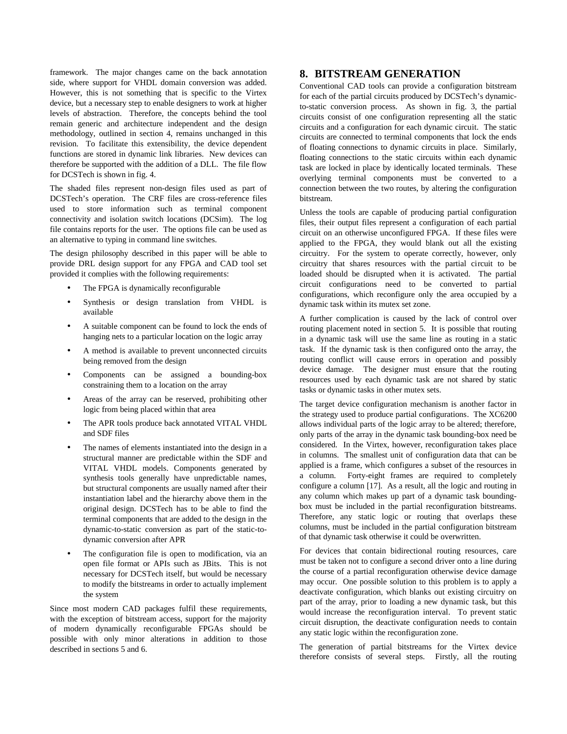framework. The major changes came on the back annotation side, where support for VHDL domain conversion was added. However, this is not something that is specific to the Virtex device, but a necessary step to enable designers to work at higher levels of abstraction. Therefore, the concepts behind the tool remain generic and architecture independent and the design methodology, outlined in section 4, remains unchanged in this revision. To facilitate this extensibility, the device dependent functions are stored in dynamic link libraries. New devices can therefore be supported with the addition of a DLL. The file flow for DCSTech is shown in fig. 4.

The shaded files represent non-design files used as part of DCSTech's operation. The CRF files are cross-reference files used to store information such as terminal component connectivity and isolation switch locations (DCSim). The log file contains reports for the user. The options file can be used as an alternative to typing in command line switches.

The design philosophy described in this paper will be able to provide DRL design support for any FPGA and CAD tool set provided it complies with the following requirements:

- The FPGA is dynamically reconfigurable
- Synthesis or design translation from VHDL is available
- A suitable component can be found to lock the ends of hanging nets to a particular location on the logic array
- A method is available to prevent unconnected circuits being removed from the design
- Components can be assigned a bounding-box constraining them to a location on the array
- Areas of the array can be reserved, prohibiting other logic from being placed within that area
- The APR tools produce back annotated VITAL VHDL and SDF files
- The names of elements instantiated into the design in a structural manner are predictable within the SDF and VITAL VHDL models. Components generated by synthesis tools generally have unpredictable names, but structural components are usually named after their instantiation label and the hierarchy above them in the original design. DCSTech has to be able to find the terminal components that are added to the design in the dynamic-to-static conversion as part of the static-to-dynamic conversion after APR
- The configuration file is open to modification, via an open file format or APIs such as JBits. This is not necessary for DCSTech itself, but would be necessary to modify the bitstreams in order to actually implement the system

Since most modern CAD packages fulfil these requirements, with the exception of bitstream access, support for the majority of modern dynamically reconfigurable FPGAs should be possible with only minor alterations in addition to those described in sections 5 and 6.

## 8. BITSTREAM GENERATION

Conventional CAD tools can provide a configuration bitstream for each of the partial circuits produced by DCSTech's dynamic-to-static conversion process. As shown in fig. 3, the partial circuits consist of one configuration representing all the static circuits and a configuration for each dynamic circuit. The static circuits are connected to terminal components that lock the ends of floating connections to dynamic circuits in place. Similarly, floating connections to the static circuits within each dynamic task are locked in place by identically located terminals. These overlying terminal components must be converted to a connection between the two routes, by altering the configuration bitstream.

Unless the tools are capable of producing partial configuration files, their output files represent a configuration of each partial circuit on an otherwise unconfigured FPGA. If these files were applied to the FPGA, they would blank out all the existing circuitry. For the system to operate correctly, however, only circuitry that shares resources with the partial circuit to be loaded should be disrupted when it is activated. The partial circuit configurations need to be converted to partial configurations, which reconfigure only the area occupied by a dynamic task within its mutex set zone.

A further complication is caused by the lack of control over routing placement noted in section 5. It is possible that routing in a dynamic task will use the same line as routing in a static task. If the dynamic task is then configured onto the array, the routing conflict will cause errors in operation and possibly device damage. The designer must ensure that the routing resources used by each dynamic task are not shared by static tasks or dynamic tasks in other mutex sets.

The target device configuration mechanism is another factor in the strategy used to produce partial configurations. The XC6200 allows individual parts of the logic array to be altered; therefore, only parts of the array in the dynamic task bounding-box need be considered. In the Virtex, however, reconfiguration takes place in columns. The smallest unit of configuration data that can be applied is a frame, which configures a subset of the resources in a column. Forty-eight frames are required to completely configure a column [17]. As a result, all the logic and routing in any column which makes up part of a dynamic task bounding-box must be included in the partial reconfiguration bitstreams. Therefore, any static logic or routing that overlaps these columns, must be included in the partial configuration bitstream of that dynamic task otherwise it could be overwritten.

For devices that contain bidirectional routing resources, care must be taken not to configure a second driver onto a line during the course of a partial reconfiguration otherwise device damage may occur. One possible solution to this problem is to apply a deactivate configuration, which blanks out existing circuitry on part of the array, prior to loading a new dynamic task, but this would increase the reconfiguration interval. To prevent static circuit disruption, the deactivate configuration needs to contain any static logic within the reconfiguration zone.

The generation of partial bitstreams for the Virtex device therefore consists of several steps. Firstly, all the routing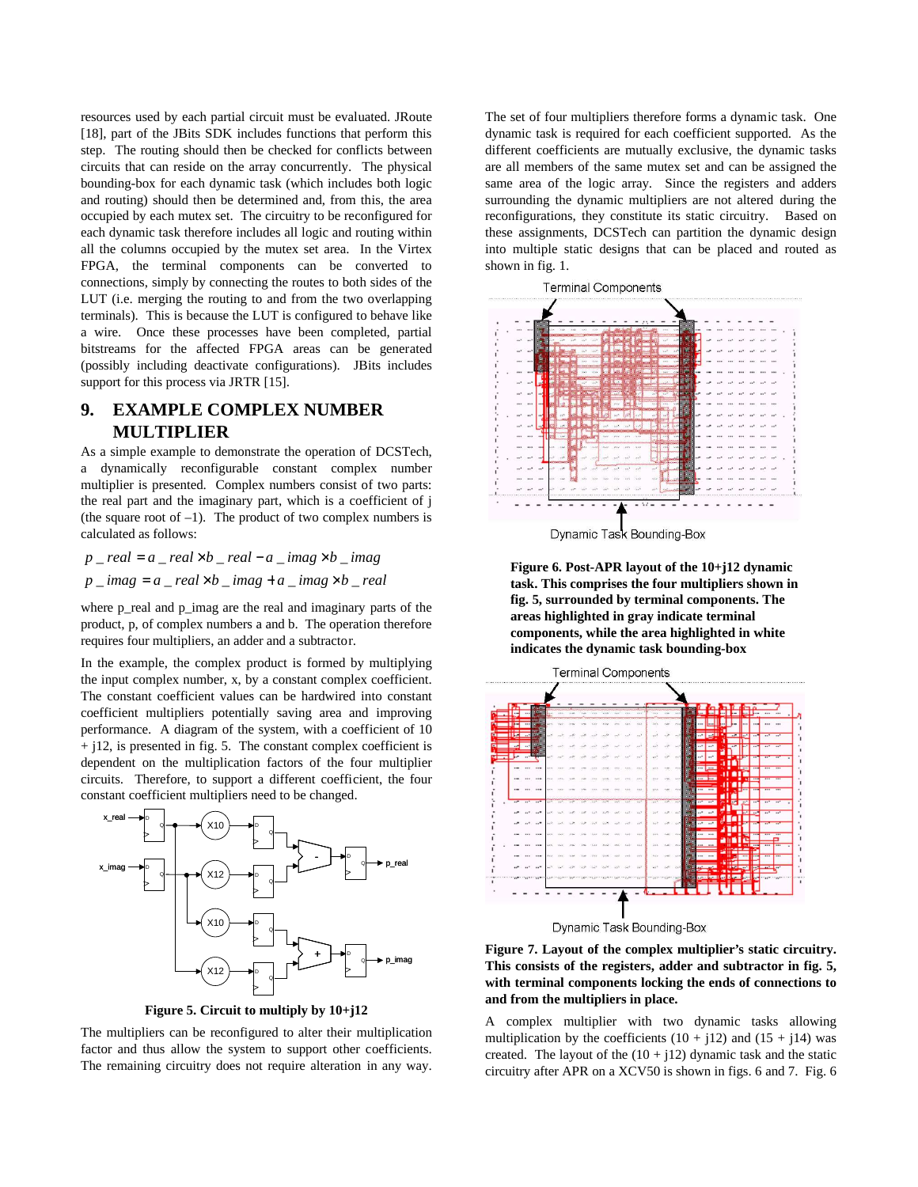resources used by each partial circuit must be evaluated. JRoute [18], part of the JBits SDK includes functions that perform this step. The routing should then be checked for conflicts between circuits that can reside on the array concurrently. The physical bounding-box for each dynamic task (which includes both logic and routing) should then be determined and, from this, the area occupied by each mutex set. The circuitry to be reconfigured for each dynamic task therefore includes all logic and routing within all the columns occupied by the mutex set area. In the Virtex FPGA, the terminal components can be converted to connections, simply by connecting the routes to both sides of the LUT (i.e. merging the routing to and from the two overlapping terminals). This is because the LUT is configured to behave like a wire. Once these processes have been completed, partial bitstreams for the affected FPGA areas can be generated (possibly including deactivate configurations). JBits includes support for this process via JRTR [15].

## 9. EXAMPLE COMPLEX NUMBER MULTIPLIER

As a simple example to demonstrate the operation of DCSTech, a dynamically reconfigurable constant complex number multiplier is presented. Complex numbers consist of two parts: the real part and the imaginary part, which is a coefficient of j (the square root of –1). The product of two complex numbers is calculated as follows:

$$p\_real = a\_real \times b\_real - a\_imag \times b\_imag$$

$$p\_imag = a\_real \times b\_imag + a\_imag \times b\_real$$

where p_real and p_imag are the real and imaginary parts of the product, p, of complex numbers a and b. The operation therefore requires four multipliers, an adder and a subtractor.

In the example, the complex product is formed by multiplying the input complex number, x, by a constant complex coefficient. The constant coefficient values can be hardwired into constant coefficient multipliers potentially saving area and improving performance. A diagram of the system, with a coefficient of 10 + j12, is presented in fig. 5. The constant complex coefficient is dependent on the multiplication factors of the four multiplier circuits. Therefore, to support a different coefficient, the four constant coefficient multipliers need to be changed.

**Figure 5. Circuit to multiply by 10+j12**

The multipliers can be reconfigured to alter their multiplication factor and thus allow the system to support other coefficients. The remaining circuitry does not require alteration in any way. The set of four multipliers therefore forms a dynamic task. One dynamic task is required for each coefficient supported. As the different coefficients are mutually exclusive, the dynamic tasks are all members of the same mutex set and can be assigned the same area of the logic array. Since the registers and adders surrounding the dynamic multipliers are not altered during the reconfigurations, they constitute its static circuitry. Based on these assignments, DCSTech can partition the dynamic design into multiple static designs that can be placed and routed as shown in fig. 1.

**Figure 6. Post-APR layout of the 10+j12 dynamic task. This comprises the four multipliers shown in fig. 5, surrounded by terminal components. The areas highlighted in gray indicate terminal components, while the area highlighted in white indicates the dynamic task bounding-box**

**Figure 7. Layout of the complex multiplier's static circuitry. This consists of the registers, adder and subtractor in fig. 5, with terminal components locking the ends of connections to and from the multipliers in place.**

A complex multiplier with two dynamic tasks allowing multiplication by the coefficients (10 + j12) and (15 + j14) was created. The layout of the (10 + j12) dynamic task and the static circuitry after APR on a XCV50 is shown in figs. 6 and 7. Fig. 6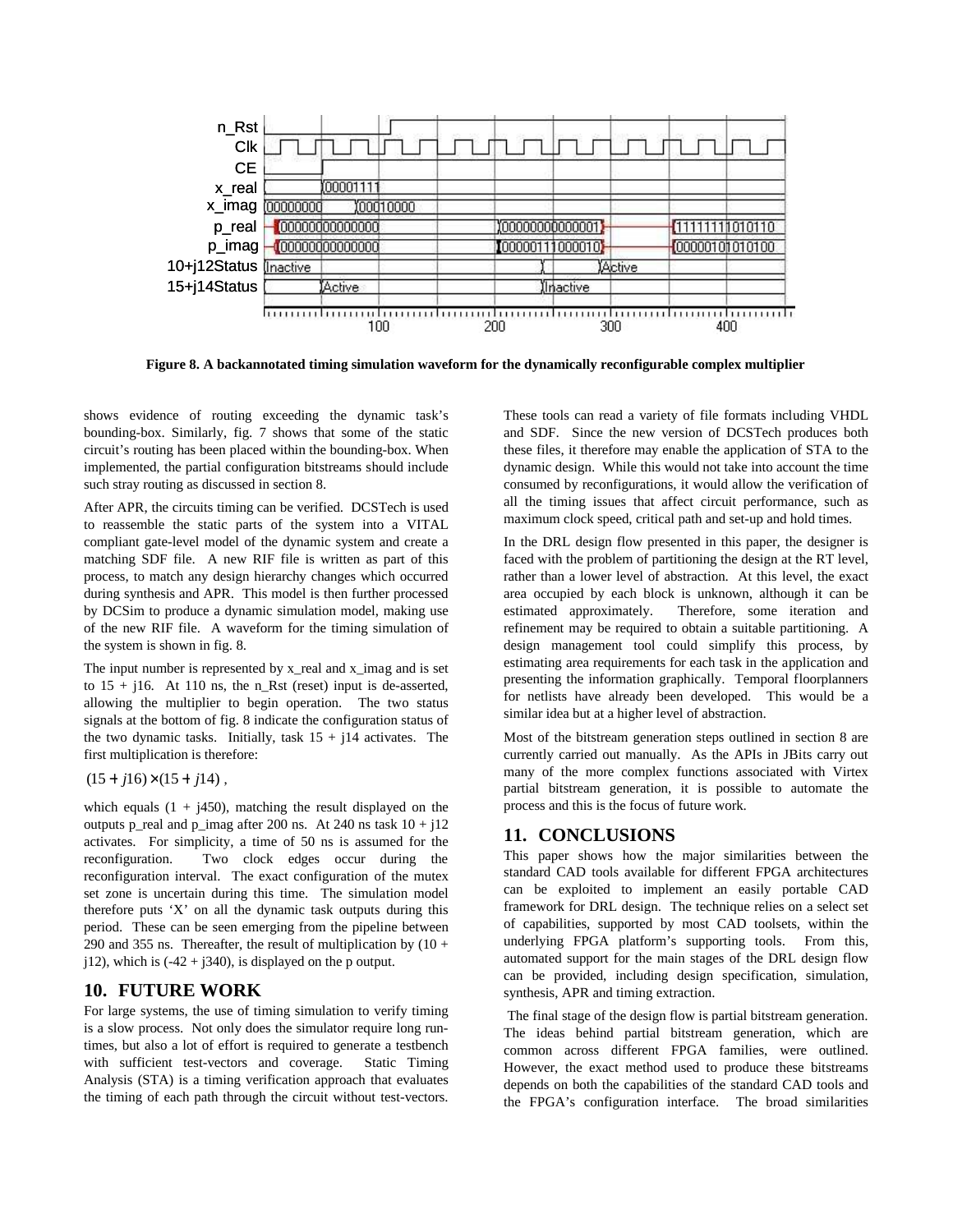**Figure 8. A backannotated timing simulation waveform for the dynamically reconfigurable complex multiplier**

shows evidence of routing exceeding the dynamic task's bounding-box. Similarly, fig. 7 shows that some of the static circuit's routing has been placed within the bounding-box. When implemented, the partial configuration bitstreams should include such stray routing as discussed in section 8.

After APR, the circuits timing can be verified. DCSTech is used to reassemble the static parts of the system into a VITAL compliant gate-level model of the dynamic system and create a matching SDF file. A new RIF file is written as part of this process, to match any design hierarchy changes which occurred during synthesis and APR. This model is then further processed by DCSim to produce a dynamic simulation model, making use of the new RIF file. A waveform for the timing simulation of the system is shown in fig. 8.

The input number is represented by x_real and x_imag and is set to 15 + j16. At 110 ns, the n_Rst (reset) input is de-asserted, allowing the multiplier to begin operation. The two status signals at the bottom of fig. 8 indicate the configuration status of the two dynamic tasks. Initially, task 15 + j14 activates. The first multiplication is therefore:

$$(15 + j16) \times (15 + j14),$$

which equals (1 + j450), matching the result displayed on the outputs p_real and p_imag after 200 ns. At 240 ns task 10 + j12 activates. For simplicity, a time of 50 ns is assumed for the reconfiguration. Two clock edges occur during the reconfiguration interval. The exact configuration of the mutex set zone is uncertain during this time. The simulation model therefore puts 'X' on all the dynamic task outputs during this period. These can be seen emerging from the pipeline between 290 and 355 ns. Thereafter, the result of multiplication by (10 + j12), which is (-42 + j340), is displayed on the p output.

## 10. FUTURE WORK

For large systems, the use of timing simulation to verify timing is a slow process. Not only does the simulator require long run-times, but also a lot of effort is required to generate a testbench with sufficient test-vectors and coverage. Static Timing Analysis (STA) is a timing verification approach that evaluates the timing of each path through the circuit without test-vectors. These tools can read a variety of file formats including VHDL and SDF. Since the new version of DCSTech produces both these files, it therefore may enable the application of STA to the dynamic design. While this would not take into account the time consumed by reconfigurations, it would allow the verification of all the timing issues that affect circuit performance, such as maximum clock speed, critical path and set-up and hold times.

In the DRL design flow presented in this paper, the designer is faced with the problem of partitioning the design at the RT level, rather than a lower level of abstraction. At this level, the exact area occupied by each block is unknown, although it can be estimated approximately. Therefore, some iteration and refinement may be required to obtain a suitable partitioning. A design management tool could simplify this process, by estimating area requirements for each task in the application and presenting the information graphically. Temporal floorplanners for netlists have already been developed. This would be a similar idea but at a higher level of abstraction.

Most of the bitstream generation steps outlined in section 8 are currently carried out manually. As the APIs in JBits carry out many of the more complex functions associated with Virtex partial bitstream generation, it is possible to automate the process and this is the focus of future work.

## 11. CONCLUSIONS

This paper shows how the major similarities between the standard CAD tools available for different FPGA architectures can be exploited to implement an easily portable CAD framework for DRL design. The technique relies on a select set of capabilities, supported by most CAD toolsets, within the underlying FPGA platform's supporting tools. From this, automated support for the main stages of the DRL design flow can be provided, including design specification, simulation, synthesis, APR and timing extraction.

The final stage of the design flow is partial bitstream generation. The ideas behind partial bitstream generation, which are common across different FPGA families, were outlined. However, the exact method used to produce these bitstreams depends on both the capabilities of the standard CAD tools and the FPGA's configuration interface. The broad similarities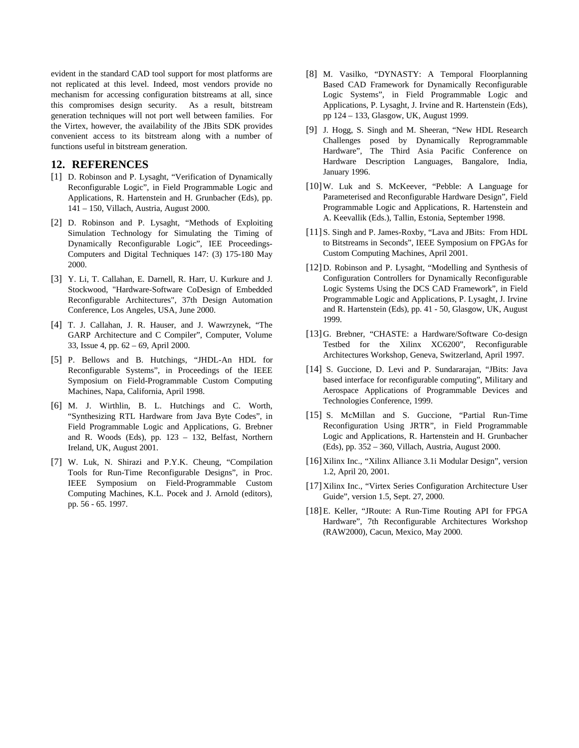evident in the standard CAD tool support for most platforms are not replicated at this level. Indeed, most vendors provide no mechanism for accessing configuration bitstreams at all, since this compromises design security. As a result, bitstream generation techniques will not port well between families. For the Virtex, however, the availability of the JBits SDK provides convenient access to its bitstream along with a number of functions useful in bitstream generation.

## 12. REFERENCES

[1] D. Robinson and P. Lysaght, "Verification of Dynamically Reconfigurable Logic", in Field Programmable Logic and Applications, R. Hartenstein and H. Grunbacher (Eds), pp. 141 – 150, Villach, Austria, August 2000.

[2] D. Robinson and P. Lysaght, "Methods of Exploiting Simulation Technology for Simulating the Timing of Dynamically Reconfigurable Logic", IEE Proceedings-Computers and Digital Techniques 147: (3) 175-180 May 2000.

[3] Y. Li, T. Callahan, E. Darnell, R. Harr, U. Kurkure and J. Stockwood, "Hardware-Software CoDesign of Embedded Reconfigurable Architectures", 37th Design Automation Conference, Los Angeles, USA, June 2000.

[4] T. J. Callahan, J. R. Hauser, and J. Wawrzynek, "The GARP Architecture and C Compiler", Computer, Volume 33, Issue 4, pp. 62 – 69, April 2000.

[5] P. Bellows and B. Hutchings, "JHDL-An HDL for Reconfigurable Systems", in Proceedings of the IEEE Symposium on Field-Programmable Custom Computing Machines, Napa, California, April 1998.

[6] M. J. Wirthlin, B. L. Hutchings and C. Worth, "Synthesizing RTL Hardware from Java Byte Codes", in Field Programmable Logic and Applications, G. Brebner and R. Woods (Eds), pp. 123 – 132, Belfast, Northern Ireland, UK, August 2001.

[7] W. Luk, N. Shirazi and P.Y.K. Cheung, "Compilation Tools for Run-Time Reconfigurable Designs", in Proc. IEEE Symposium on Field-Programmable Custom Computing Machines, K.L. Pocek and J. Arnold (editors), pp. 56 - 65. 1997.

[8] M. Vasilko, "DYNASTY: A Temporal Floorplanning Based CAD Framework for Dynamically Reconfigurable Logic Systems", in Field Programmable Logic and Applications, P. Lysaght, J. Irvine and R. Hartenstein (Eds), pp 124 – 133, Glasgow, UK, August 1999.

[9] J. Hogg, S. Singh and M. Sheeran, "New HDL Research Challenges posed by Dynamically Reprogrammable Hardware", The Third Asia Pacific Conference on Hardware Description Languages, Bangalore, India, January 1996.

[10] W. Luk and S. McKeever, "Pebble: A Language for Parameterised and Reconfigurable Hardware Design", Field Programmable Logic and Applications, R. Hartenstein and A. Keevallik (Eds.), Tallin, Estonia, September 1998.

[11] S. Singh and P. James-Roxby, "Lava and JBits: From HDL to Bitstreams in Seconds", IEEE Symposium on FPGAs for Custom Computing Machines, April 2001.

[12] D. Robinson and P. Lysaght, "Modelling and Synthesis of Configuration Controllers for Dynamically Reconfigurable Logic Systems Using the DCS CAD Framework", in Field Programmable Logic and Applications, P. Lysaght, J. Irvine and R. Hartenstein (Eds), pp. 41 - 50, Glasgow, UK, August 1999.

[13] G. Brebner, "CHASTE: a Hardware/Software Co-design Testbed for the Xilinx XC6200", Reconfigurable Architectures Workshop, Geneva, Switzerland, April 1997.

[14] S. Guccione, D. Levi and P. Sundararajan, "JBits: Java based interface for reconfigurable computing", Military and Aerospace Applications of Programmable Devices and Technologies Conference, 1999.

[15] S. McMillan and S. Guccione, "Partial Run-Time Reconfiguration Using JRTR", in Field Programmable Logic and Applications, R. Hartenstein and H. Grunbacher (Eds), pp. 352 – 360, Villach, Austria, August 2000.

[16] Xilinx Inc., "Xilinx Alliance 3.1i Modular Design", version 1.2, April 20, 2001.

[17] Xilinx Inc., "Virtex Series Configuration Architecture User Guide", version 1.5, Sept. 27, 2000.

[18] E. Keller, "JRoute: A Run-Time Routing API for FPGA Hardware", 7th Reconfigurable Architectures Workshop (RAW2000), Cacun, Mexico, May 2000.